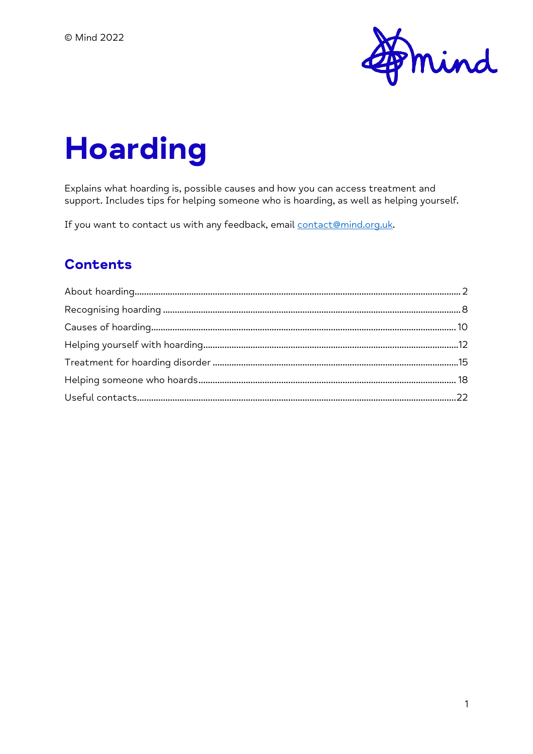© Mind 2022

# Hoarding

Explains what hoarding is, possible causes and how you can access treatment and support. Includes tips for helping someone who is hoarding, as well as helping yourself.

If you want to contact us with any feedback, email contact@mind.org.uk.

## Contents

About hoarding........................................................................................................................ 2
Recognising hoarding ............................................................................................................. 8
Causes of hoarding................................................................................................................. 10
Helping yourself with hoarding............................................................................................. 12
Treatment for hoarding disorder ........................................................................................... 15
Helping someone who hoards............................................................................................... 18
Useful contacts....................................................................................................................... 22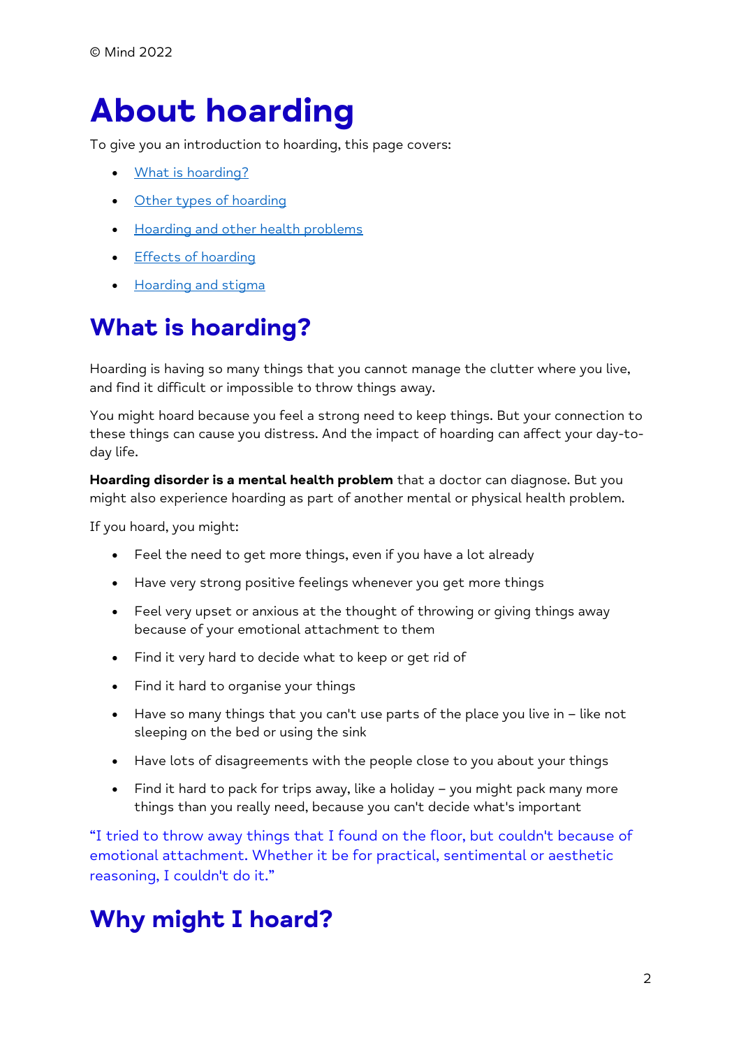© Mind 2022

# About hoarding

To give you an introduction to hoarding, this page covers:

- What is hoarding?
- Other types of hoarding
- Hoarding and other health problems
- Effects of hoarding
- Hoarding and stigma

## What is hoarding?

Hoarding is having so many things that you cannot manage the clutter where you live, and find it difficult or impossible to throw things away.

You might hoard because you feel a strong need to keep things. But your connection to these things can cause you distress. And the impact of hoarding can affect your day-to-day life.

**Hoarding disorder is a mental health problem** that a doctor can diagnose. But you might also experience hoarding as part of another mental or physical health problem.

If you hoard, you might:

- Feel the need to get more things, even if you have a lot already
- Have very strong positive feelings whenever you get more things
- Feel very upset or anxious at the thought of throwing or giving things away because of your emotional attachment to them
- Find it very hard to decide what to keep or get rid of
- Find it hard to organise your things
- Have so many things that you can't use parts of the place you live in – like not sleeping on the bed or using the sink
- Have lots of disagreements with the people close to you about your things
- Find it hard to pack for trips away, like a holiday – you might pack many more things than you really need, because you can't decide what's important

"I tried to throw away things that I found on the floor, but couldn't because of emotional attachment. Whether it be for practical, sentimental or aesthetic reasoning, I couldn't do it."

## Why might I hoard?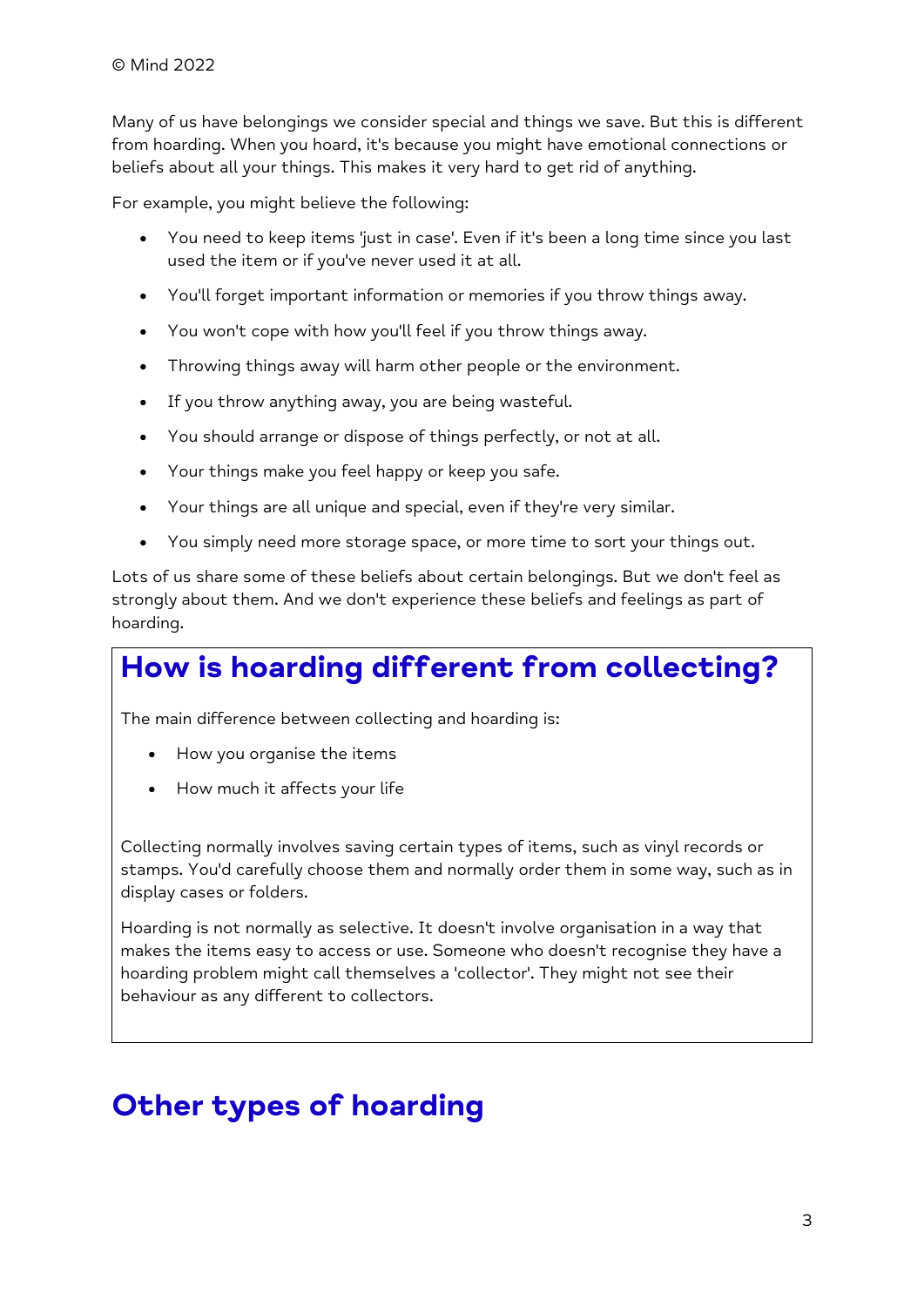© Mind 2022

Many of us have belongings we consider special and things we save. But this is different from hoarding. When you hoard, it's because you might have emotional connections or beliefs about all your things. This makes it very hard to get rid of anything.

For example, you might believe the following:

- You need to keep items 'just in case'. Even if it's been a long time since you last used the item or if you've never used it at all.
- You'll forget important information or memories if you throw things away.
- You won't cope with how you'll feel if you throw things away.
- Throwing things away will harm other people or the environment.
- If you throw anything away, you are being wasteful.
- You should arrange or dispose of things perfectly, or not at all.
- Your things make you feel happy or keep you safe.
- Your things are all unique and special, even if they're very similar.
- You simply need more storage space, or more time to sort your things out.

Lots of us share some of these beliefs about certain belongings. But we don't feel as strongly about them. And we don't experience these beliefs and feelings as part of hoarding.

## How is hoarding different from collecting?

The main difference between collecting and hoarding is:

- How you organise the items
- How much it affects your life

Collecting normally involves saving certain types of items, such as vinyl records or stamps. You'd carefully choose them and normally order them in some way, such as in display cases or folders.

Hoarding is not normally as selective. It doesn't involve organisation in a way that makes the items easy to access or use. Someone who doesn't recognise they have a hoarding problem might call themselves a 'collector'. They might not see their behaviour as any different to collectors.

## Other types of hoarding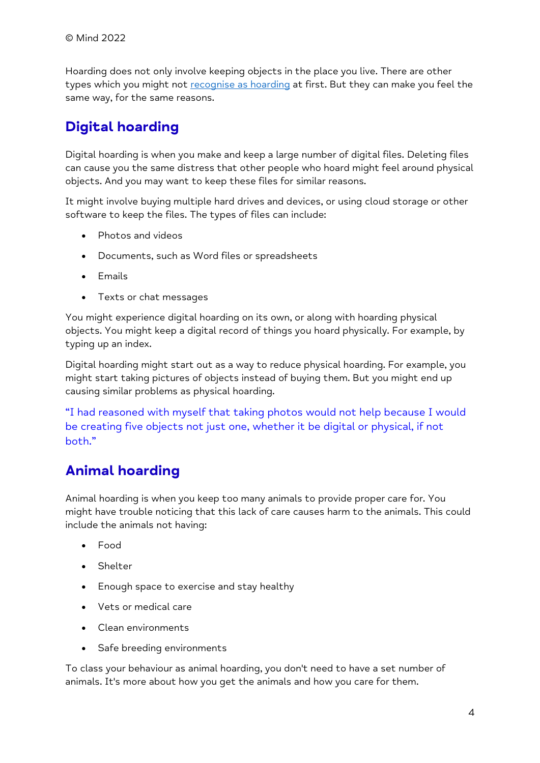© Mind 2022

Hoarding does not only involve keeping objects in the place you live. There are other types which you might not recognise as hoarding at first. But they can make you feel the same way, for the same reasons.

## Digital hoarding

Digital hoarding is when you make and keep a large number of digital files. Deleting files can cause you the same distress that other people who hoard might feel around physical objects. And you may want to keep these files for similar reasons.

It might involve buying multiple hard drives and devices, or using cloud storage or other software to keep the files. The types of files can include:

- Photos and videos
- Documents, such as Word files or spreadsheets
- Emails
- Texts or chat messages

You might experience digital hoarding on its own, or along with hoarding physical objects. You might keep a digital record of things you hoard physically. For example, by typing up an index.

Digital hoarding might start out as a way to reduce physical hoarding. For example, you might start taking pictures of objects instead of buying them. But you might end up causing similar problems as physical hoarding.

"I had reasoned with myself that taking photos would not help because I would be creating five objects not just one, whether it be digital or physical, if not both."

## Animal hoarding

Animal hoarding is when you keep too many animals to provide proper care for. You might have trouble noticing that this lack of care causes harm to the animals. This could include the animals not having:

- Food
- Shelter
- Enough space to exercise and stay healthy
- Vets or medical care
- Clean environments
- Safe breeding environments

To class your behaviour as animal hoarding, you don't need to have a set number of animals. It's more about how you get the animals and how you care for them.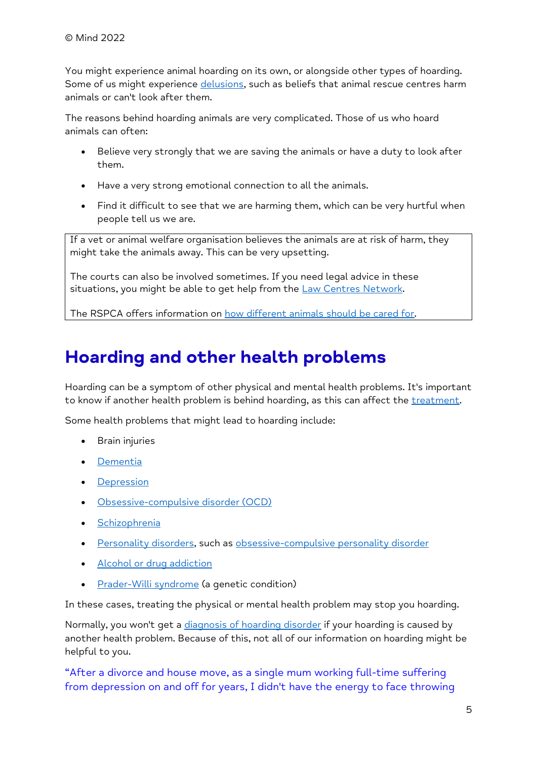© Mind 2022

You might experience animal hoarding on its own, or alongside other types of hoarding. Some of us might experience delusions, such as beliefs that animal rescue centres harm animals or can't look after them.

The reasons behind hoarding animals are very complicated. Those of us who hoard animals can often:

- Believe very strongly that we are saving the animals or have a duty to look after them.
- Have a very strong emotional connection to all the animals.
- Find it difficult to see that we are harming them, which can be very hurtful when people tell us we are.

> If a vet or animal welfare organisation believes the animals are at risk of harm, they might take the animals away. This can be very upsetting.
>
> The courts can also be involved sometimes. If you need legal advice in these situations, you might be able to get help from the Law Centres Network.
>
> The RSPCA offers information on how different animals should be cared for.

## Hoarding and other health problems

Hoarding can be a symptom of other physical and mental health problems. It's important to know if another health problem is behind hoarding, as this can affect the treatment.

Some health problems that might lead to hoarding include:

- Brain injuries
- Dementia
- Depression
- Obsessive-compulsive disorder (OCD)
- Schizophrenia
- Personality disorders, such as obsessive-compulsive personality disorder
- Alcohol or drug addiction
- Prader-Willi syndrome (a genetic condition)

In these cases, treating the physical or mental health problem may stop you hoarding.

Normally, you won't get a diagnosis of hoarding disorder if your hoarding is caused by another health problem. Because of this, not all of our information on hoarding might be helpful to you.

"After a divorce and house move, as a single mum working full-time suffering from depression on and off for years, I didn't have the energy to face throwing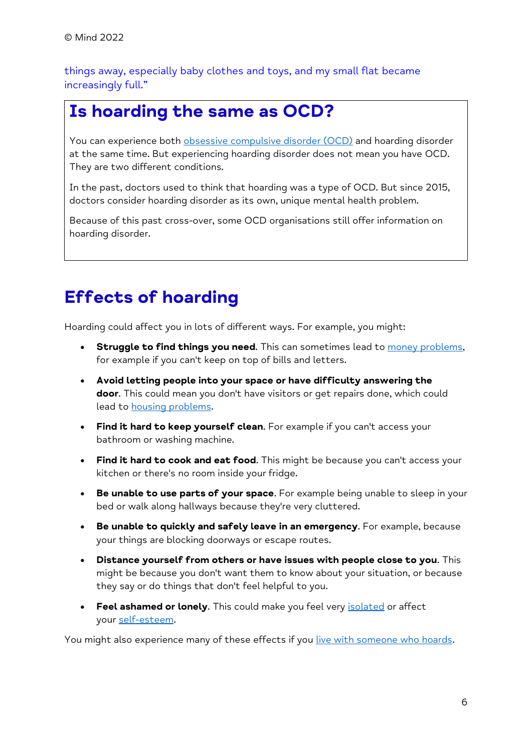things away, especially baby clothes and toys, and my small flat became increasingly full."

## Is hoarding the same as OCD?

You can experience both obsessive compulsive disorder (OCD) and hoarding disorder at the same time. But experiencing hoarding disorder does not mean you have OCD. They are two different conditions.

In the past, doctors used to think that hoarding was a type of OCD. But since 2015, doctors consider hoarding disorder as its own, unique mental health problem.

Because of this past cross-over, some OCD organisations still offer information on hoarding disorder.

# Effects of hoarding

Hoarding could affect you in lots of different ways. For example, you might:

- **Struggle to find things you need**. This can sometimes lead to money problems, for example if you can't keep on top of bills and letters.
- **Avoid letting people into your space or have difficulty answering the door**. This could mean you don't have visitors or get repairs done, which could lead to housing problems.
- **Find it hard to keep yourself clean**. For example if you can't access your bathroom or washing machine.
- **Find it hard to cook and eat food**. This might be because you can't access your kitchen or there's no room inside your fridge.
- **Be unable to use parts of your space**. For example being unable to sleep in your bed or walk along hallways because they're very cluttered.
- **Be unable to quickly and safely leave in an emergency**. For example, because your things are blocking doorways or escape routes.
- **Distance yourself from others or have issues with people close to you**. This might be because you don't want them to know about your situation, or because they say or do things that don't feel helpful to you.
- **Feel ashamed or lonely**. This could make you feel very isolated or affect your self-esteem.

You might also experience many of these effects if you live with someone who hoards.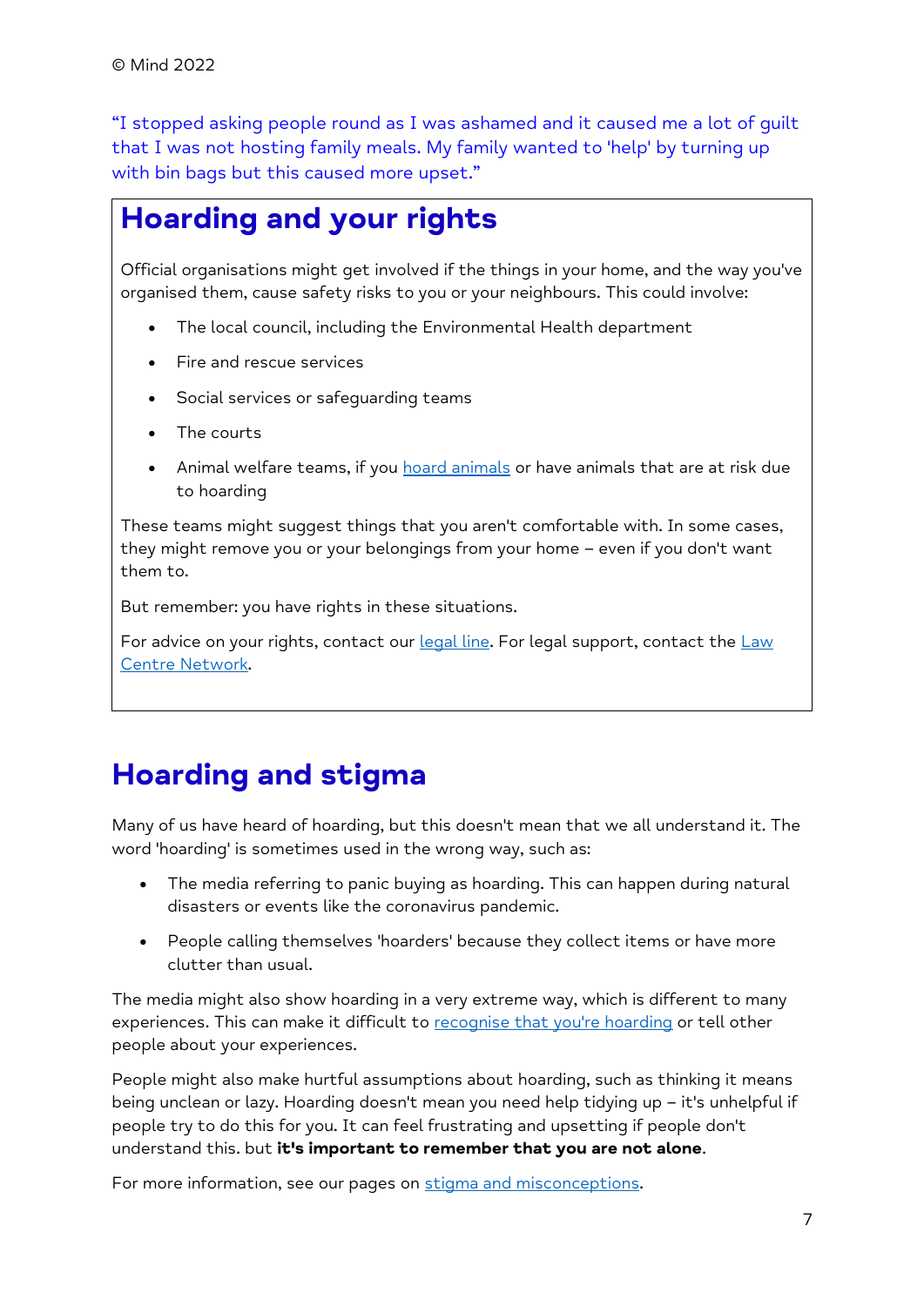"I stopped asking people round as I was ashamed and it caused me a lot of guilt that I was not hosting family meals. My family wanted to 'help' by turning up with bin bags but this caused more upset."

## Hoarding and your rights

Official organisations might get involved if the things in your home, and the way you've organised them, cause safety risks to you or your neighbours. This could involve:

- The local council, including the Environmental Health department
- Fire and rescue services
- Social services or safeguarding teams
- The courts
- Animal welfare teams, if you hoard animals or have animals that are at risk due to hoarding

These teams might suggest things that you aren't comfortable with. In some cases, they might remove you or your belongings from your home – even if you don't want them to.

But remember: you have rights in these situations.

For advice on your rights, contact our legal line. For legal support, contact the Law Centre Network.

# Hoarding and stigma

Many of us have heard of hoarding, but this doesn't mean that we all understand it. The word 'hoarding' is sometimes used in the wrong way, such as:

- The media referring to panic buying as hoarding. This can happen during natural disasters or events like the coronavirus pandemic.
- People calling themselves 'hoarders' because they collect items or have more clutter than usual.

The media might also show hoarding in a very extreme way, which is different to many experiences. This can make it difficult to recognise that you're hoarding or tell other people about your experiences.

People might also make hurtful assumptions about hoarding, such as thinking it means being unclean or lazy. Hoarding doesn't mean you need help tidying up – it's unhelpful if people try to do this for you. It can feel frustrating and upsetting if people don't understand this. but **it's important to remember that you are not alone**.

For more information, see our pages on stigma and misconceptions.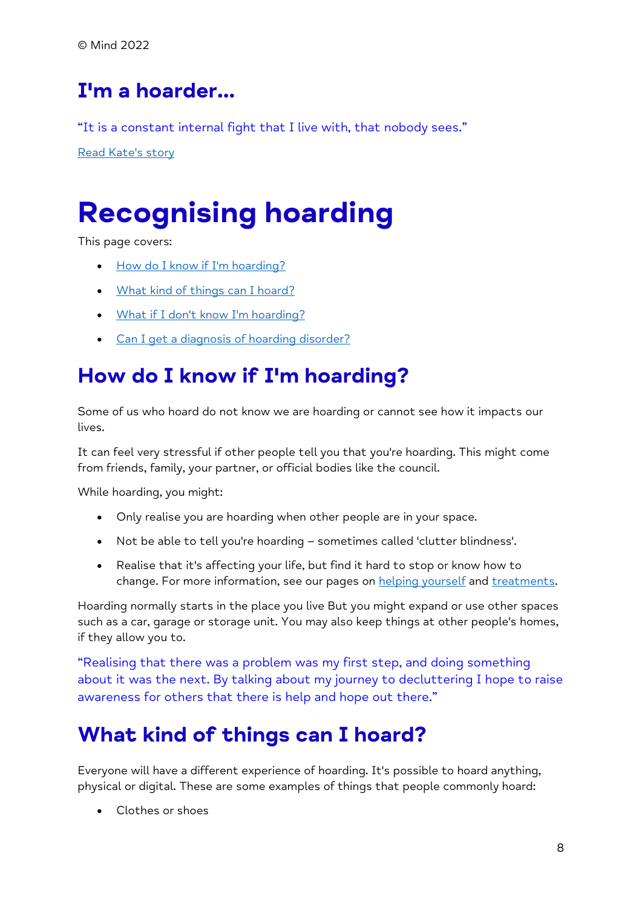© Mind 2022

## I'm a hoarder...

"It is a constant internal fight that I live with, that nobody sees."

Read Kate's story

# Recognising hoarding

This page covers:

- How do I know if I'm hoarding?
- What kind of things can I hoard?
- What if I don't know I'm hoarding?
- Can I get a diagnosis of hoarding disorder?

## How do I know if I'm hoarding?

Some of us who hoard do not know we are hoarding or cannot see how it impacts our lives.

It can feel very stressful if other people tell you that you're hoarding. This might come from friends, family, your partner, or official bodies like the council.

While hoarding, you might:

- Only realise you are hoarding when other people are in your space.
- Not be able to tell you're hoarding – sometimes called 'clutter blindness'.
- Realise that it's affecting your life, but find it hard to stop or know how to change. For more information, see our pages on helping yourself and treatments.

Hoarding normally starts in the place you live But you might expand or use other spaces such as a car, garage or storage unit. You may also keep things at other people's homes, if they allow you to.

"Realising that there was a problem was my first step, and doing something about it was the next. By talking about my journey to decluttering I hope to raise awareness for others that there is help and hope out there."

## What kind of things can I hoard?

Everyone will have a different experience of hoarding. It's possible to hoard anything, physical or digital. These are some examples of things that people commonly hoard:

- Clothes or shoes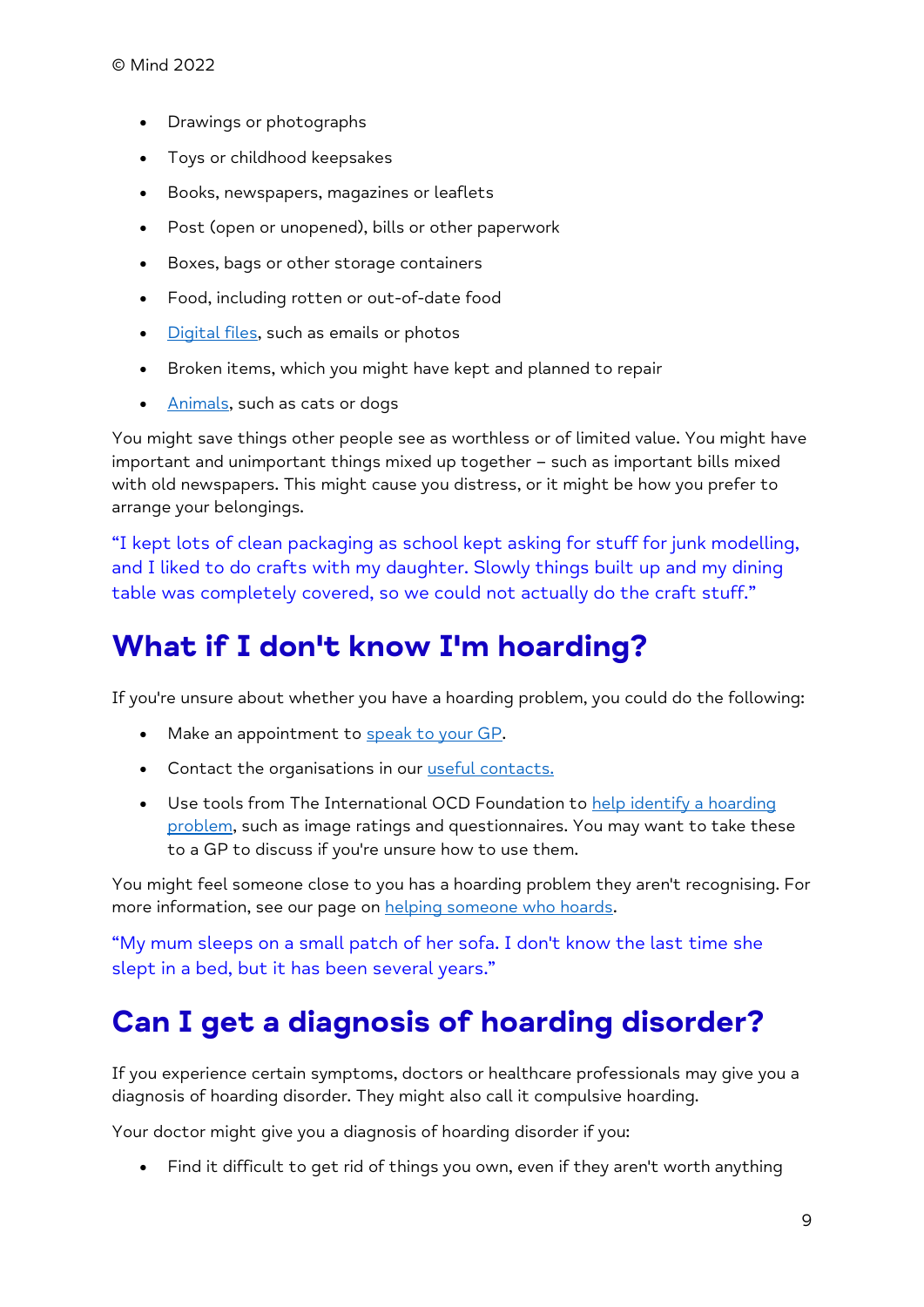- Drawings or photographs
- Toys or childhood keepsakes
- Books, newspapers, magazines or leaflets
- Post (open or unopened), bills or other paperwork
- Boxes, bags or other storage containers
- Food, including rotten or out-of-date food
- Digital files, such as emails or photos
- Broken items, which you might have kept and planned to repair
- Animals, such as cats or dogs

You might save things other people see as worthless or of limited value. You might have important and unimportant things mixed up together – such as important bills mixed with old newspapers. This might cause you distress, or it might be how you prefer to arrange your belongings.

"I kept lots of clean packaging as school kept asking for stuff for junk modelling, and I liked to do crafts with my daughter. Slowly things built up and my dining table was completely covered, so we could not actually do the craft stuff."

## What if I don't know I'm hoarding?

If you're unsure about whether you have a hoarding problem, you could do the following:

- Make an appointment to speak to your GP.
- Contact the organisations in our useful contacts.
- Use tools from The International OCD Foundation to help identify a hoarding problem, such as image ratings and questionnaires. You may want to take these to a GP to discuss if you're unsure how to use them.

You might feel someone close to you has a hoarding problem they aren't recognising. For more information, see our page on helping someone who hoards.

"My mum sleeps on a small patch of her sofa. I don't know the last time she slept in a bed, but it has been several years."

## Can I get a diagnosis of hoarding disorder?

If you experience certain symptoms, doctors or healthcare professionals may give you a diagnosis of hoarding disorder. They might also call it compulsive hoarding.

Your doctor might give you a diagnosis of hoarding disorder if you:

- Find it difficult to get rid of things you own, even if they aren't worth anything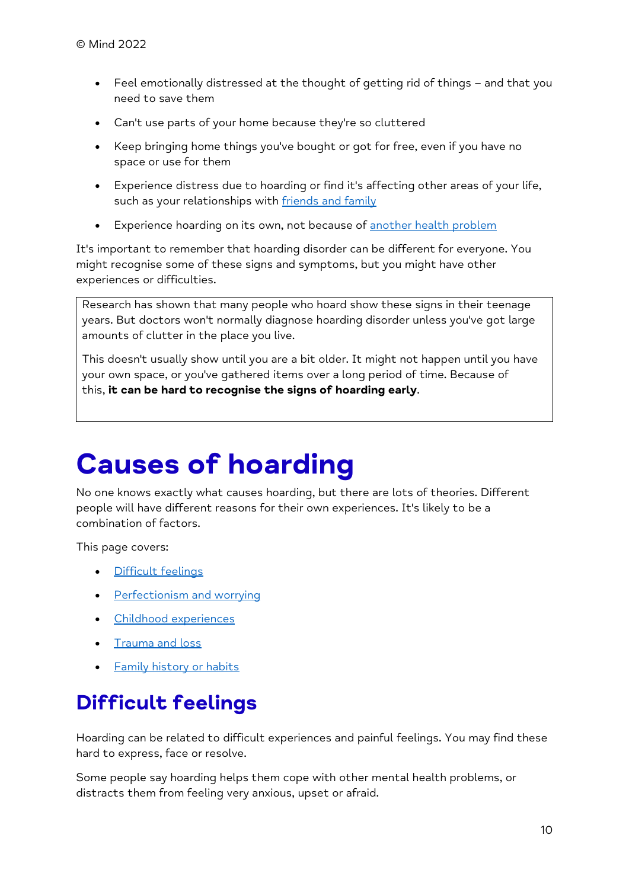- Feel emotionally distressed at the thought of getting rid of things – and that you need to save them
- Can't use parts of your home because they're so cluttered
- Keep bringing home things you've bought or got for free, even if you have no space or use for them
- Experience distress due to hoarding or find it's affecting other areas of your life, such as your relationships with [friends and family]()
- Experience hoarding on its own, not because of [another health problem]()

It's important to remember that hoarding disorder can be different for everyone. You might recognise some of these signs and symptoms, but you might have other experiences or difficulties.

> Research has shown that many people who hoard show these signs in their teenage years. But doctors won't normally diagnose hoarding disorder unless you've got large amounts of clutter in the place you live.
>
> This doesn't usually show until you are a bit older. It might not happen until you have your own space, or you've gathered items over a long period of time. Because of this, **it can be hard to recognise the signs of hoarding early**.

# Causes of hoarding

No one knows exactly what causes hoarding, but there are lots of theories. Different people will have different reasons for their own experiences. It's likely to be a combination of factors.

This page covers:

- [Difficult feelings]()
- [Perfectionism and worrying]()
- [Childhood experiences]()
- [Trauma and loss]()
- [Family history or habits]()

## Difficult feelings

Hoarding can be related to difficult experiences and painful feelings. You may find these hard to express, face or resolve.

Some people say hoarding helps them cope with other mental health problems, or distracts them from feeling very anxious, upset or afraid.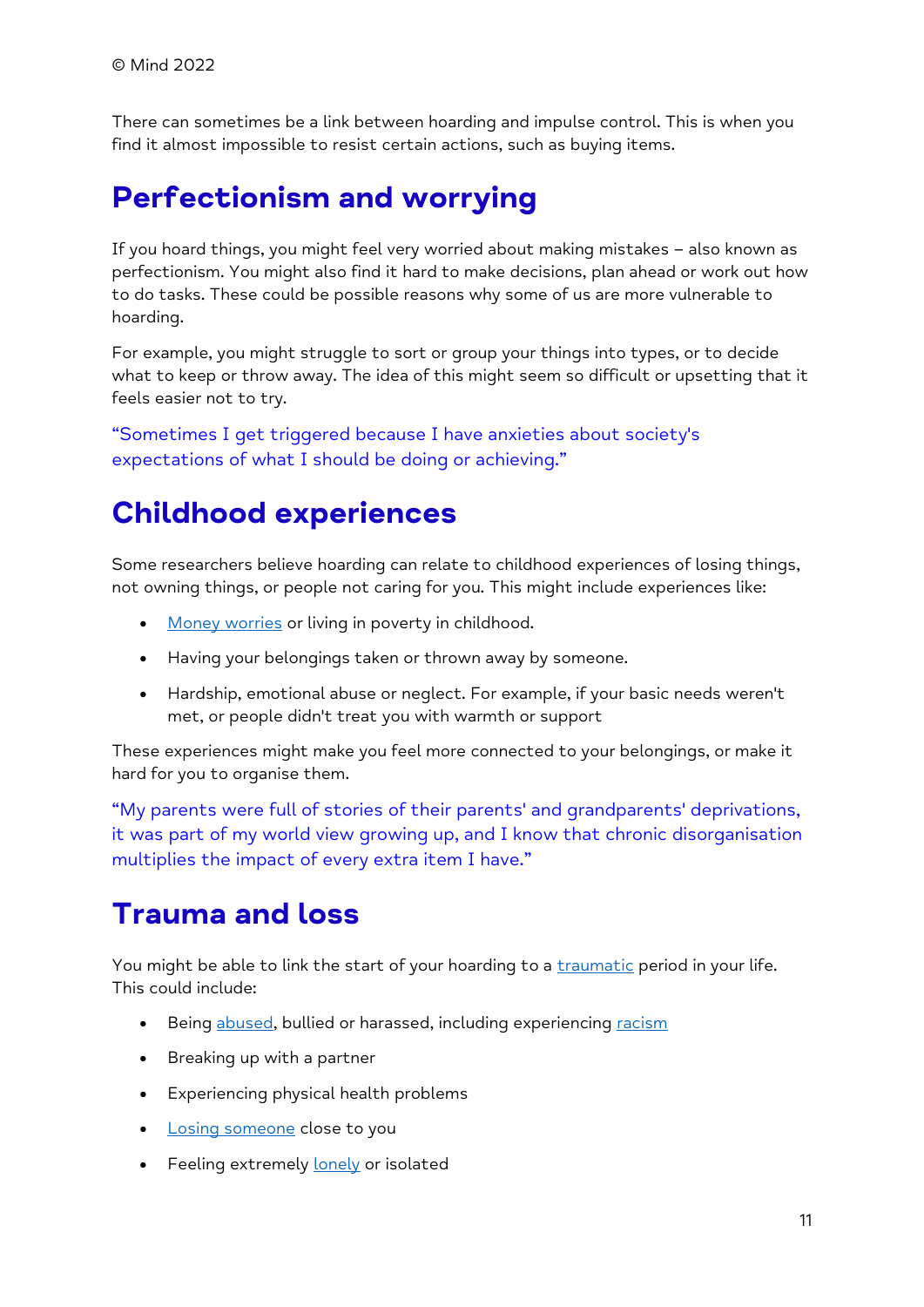© Mind 2022

There can sometimes be a link between hoarding and impulse control. This is when you find it almost impossible to resist certain actions, such as buying items.

## Perfectionism and worrying

If you hoard things, you might feel very worried about making mistakes – also known as perfectionism. You might also find it hard to make decisions, plan ahead or work out how to do tasks. These could be possible reasons why some of us are more vulnerable to hoarding.

For example, you might struggle to sort or group your things into types, or to decide what to keep or throw away. The idea of this might seem so difficult or upsetting that it feels easier not to try.

"Sometimes I get triggered because I have anxieties about society's expectations of what I should be doing or achieving."

## Childhood experiences

Some researchers believe hoarding can relate to childhood experiences of losing things, not owning things, or people not caring for you. This might include experiences like:

- Money worries or living in poverty in childhood.
- Having your belongings taken or thrown away by someone.
- Hardship, emotional abuse or neglect. For example, if your basic needs weren't met, or people didn't treat you with warmth or support

These experiences might make you feel more connected to your belongings, or make it hard for you to organise them.

"My parents were full of stories of their parents' and grandparents' deprivations, it was part of my world view growing up, and I know that chronic disorganisation multiplies the impact of every extra item I have."

## Trauma and loss

You might be able to link the start of your hoarding to a traumatic period in your life. This could include:

- Being abused, bullied or harassed, including experiencing racism
- Breaking up with a partner
- Experiencing physical health problems
- Losing someone close to you
- Feeling extremely lonely or isolated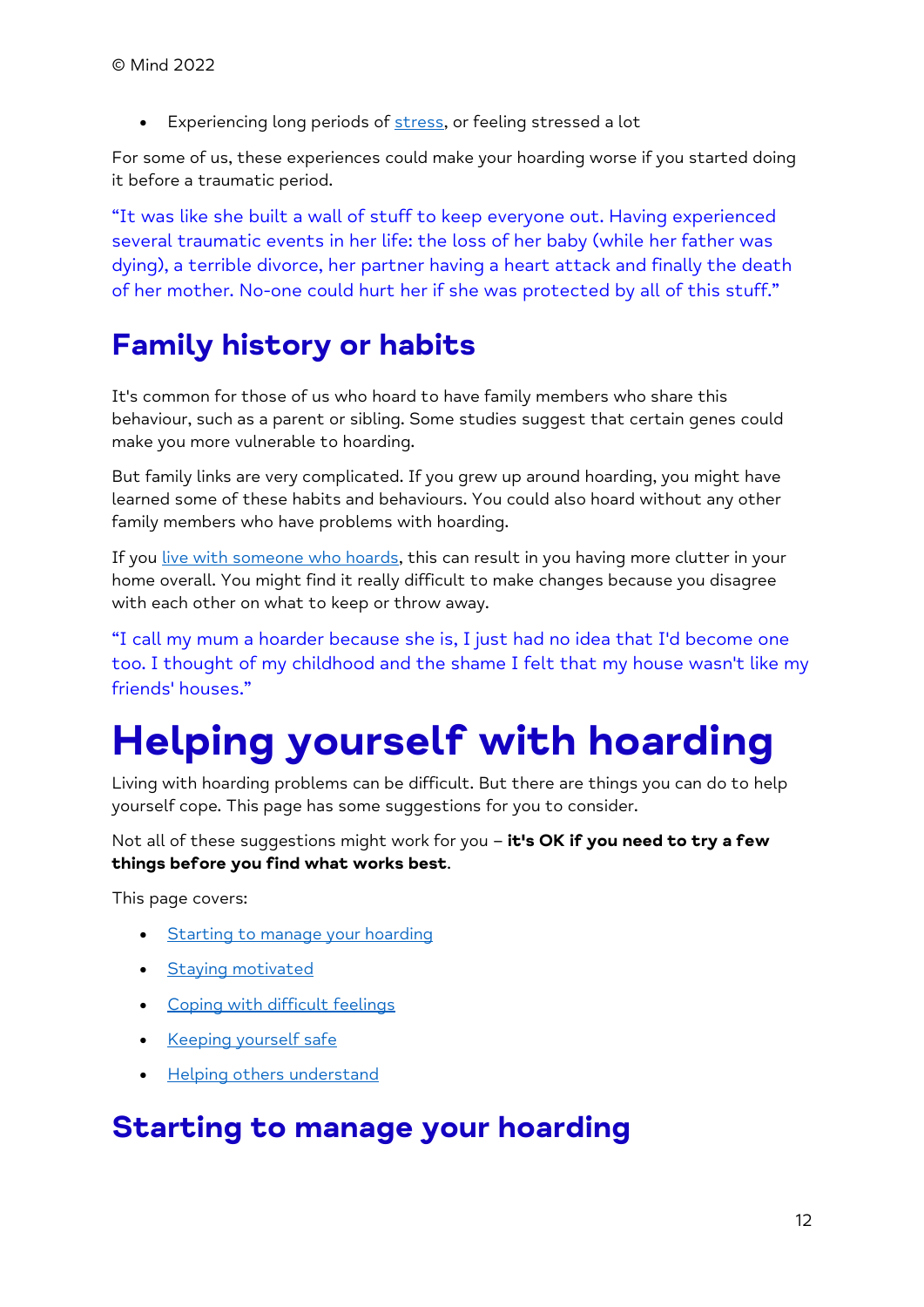- Experiencing long periods of stress, or feeling stressed a lot

For some of us, these experiences could make your hoarding worse if you started doing it before a traumatic period.

"It was like she built a wall of stuff to keep everyone out. Having experienced several traumatic events in her life: the loss of her baby (while her father was dying), a terrible divorce, her partner having a heart attack and finally the death of her mother. No-one could hurt her if she was protected by all of this stuff."

## Family history or habits

It's common for those of us who hoard to have family members who share this behaviour, such as a parent or sibling. Some studies suggest that certain genes could make you more vulnerable to hoarding.

But family links are very complicated. If you grew up around hoarding, you might have learned some of these habits and behaviours. You could also hoard without any other family members who have problems with hoarding.

If you live with someone who hoards, this can result in you having more clutter in your home overall. You might find it really difficult to make changes because you disagree with each other on what to keep or throw away.

"I call my mum a hoarder because she is, I just had no idea that I'd become one too. I thought of my childhood and the shame I felt that my house wasn't like my friends' houses."

# Helping yourself with hoarding

Living with hoarding problems can be difficult. But there are things you can do to help yourself cope. This page has some suggestions for you to consider.

Not all of these suggestions might work for you – **it's OK if you need to try a few things before you find what works best**.

This page covers:

- Starting to manage your hoarding
- Staying motivated
- Coping with difficult feelings
- Keeping yourself safe
- Helping others understand

## Starting to manage your hoarding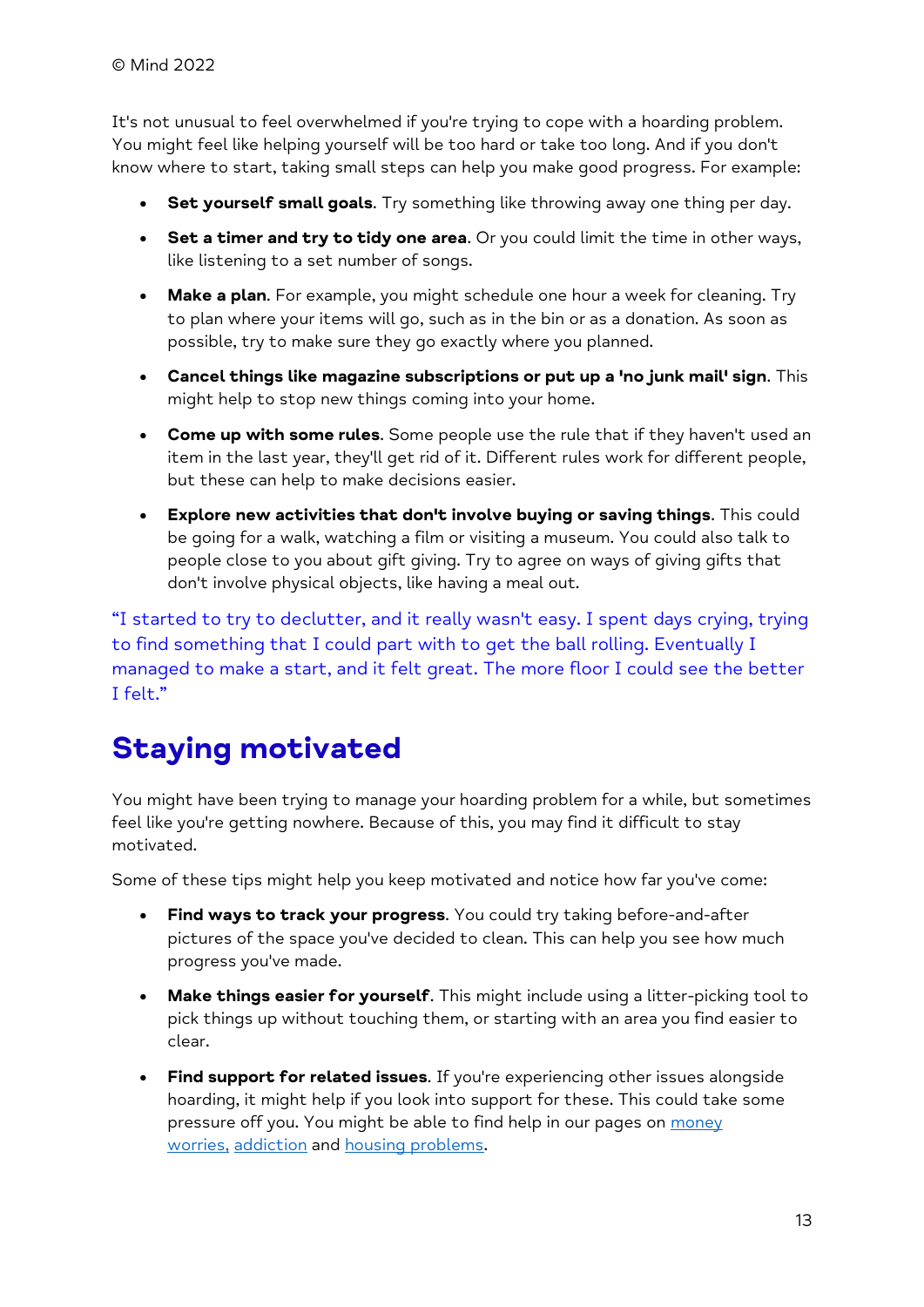It's not unusual to feel overwhelmed if you're trying to cope with a hoarding problem. You might feel like helping yourself will be too hard or take too long. And if you don't know where to start, taking small steps can help you make good progress. For example:

- **Set yourself small goals**. Try something like throwing away one thing per day.
- **Set a timer and try to tidy one area**. Or you could limit the time in other ways, like listening to a set number of songs.
- **Make a plan**. For example, you might schedule one hour a week for cleaning. Try to plan where your items will go, such as in the bin or as a donation. As soon as possible, try to make sure they go exactly where you planned.
- **Cancel things like magazine subscriptions or put up a 'no junk mail' sign**. This might help to stop new things coming into your home.
- **Come up with some rules**. Some people use the rule that if they haven't used an item in the last year, they'll get rid of it. Different rules work for different people, but these can help to make decisions easier.
- **Explore new activities that don't involve buying or saving things**. This could be going for a walk, watching a film or visiting a museum. You could also talk to people close to you about gift giving. Try to agree on ways of giving gifts that don't involve physical objects, like having a meal out.

"I started to try to declutter, and it really wasn't easy. I spent days crying, trying to find something that I could part with to get the ball rolling. Eventually I managed to make a start, and it felt great. The more floor I could see the better I felt."

## Staying motivated

You might have been trying to manage your hoarding problem for a while, but sometimes feel like you're getting nowhere. Because of this, you may find it difficult to stay motivated.

Some of these tips might help you keep motivated and notice how far you've come:

- **Find ways to track your progress**. You could try taking before-and-after pictures of the space you've decided to clean. This can help you see how much progress you've made.
- **Make things easier for yourself**. This might include using a litter-picking tool to pick things up without touching them, or starting with an area you find easier to clear.
- **Find support for related issues**. If you're experiencing other issues alongside hoarding, it might help if you look into support for these. This could take some pressure off you. You might be able to find help in our pages on money worries, addiction and housing problems.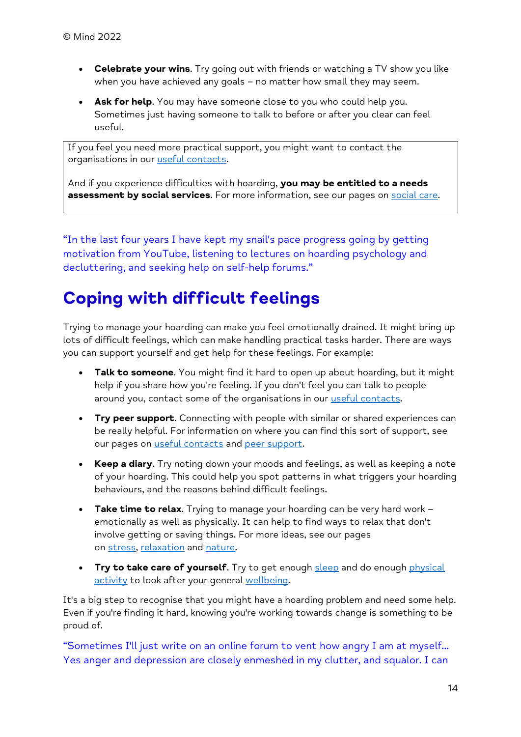- **Celebrate your wins**. Try going out with friends or watching a TV show you like when you have achieved any goals – no matter how small they may seem.
- **Ask for help**. You may have someone close to you who could help you. Sometimes just having someone to talk to before or after you clear can feel useful.

> If you feel you need more practical support, you might want to contact the organisations in our useful contacts.
>
> And if you experience difficulties with hoarding, **you may be entitled to a needs assessment by social services**. For more information, see our pages on social care.

"In the last four years I have kept my snail's pace progress going by getting motivation from YouTube, listening to lectures on hoarding psychology and decluttering, and seeking help on self-help forums."

# Coping with difficult feelings

Trying to manage your hoarding can make you feel emotionally drained. It might bring up lots of difficult feelings, which can make handling practical tasks harder. There are ways you can support yourself and get help for these feelings. For example:

- **Talk to someone**. You might find it hard to open up about hoarding, but it might help if you share how you're feeling. If you don't feel you can talk to people around you, contact some of the organisations in our useful contacts.
- **Try peer support**. Connecting with people with similar or shared experiences can be really helpful. For information on where you can find this sort of support, see our pages on useful contacts and peer support.
- **Keep a diary**. Try noting down your moods and feelings, as well as keeping a note of your hoarding. This could help you spot patterns in what triggers your hoarding behaviours, and the reasons behind difficult feelings.
- **Take time to relax**. Trying to manage your hoarding can be very hard work – emotionally as well as physically. It can help to find ways to relax that don't involve getting or saving things. For more ideas, see our pages on stress, relaxation and nature.
- **Try to take care of yourself**. Try to get enough sleep and do enough physical activity to look after your general wellbeing.

It's a big step to recognise that you might have a hoarding problem and need some help. Even if you're finding it hard, knowing you're working towards change is something to be proud of.

"Sometimes I'll just write on an online forum to vent how angry I am at myself... Yes anger and depression are closely enmeshed in my clutter, and squalor. I can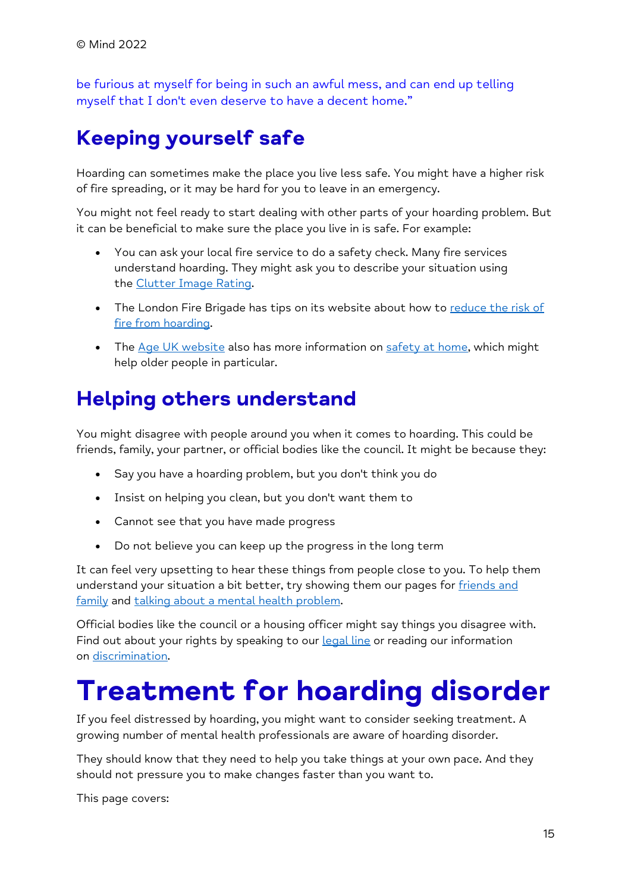be furious at myself for being in such an awful mess, and can end up telling myself that I don't even deserve to have a decent home."

## Keeping yourself safe

Hoarding can sometimes make the place you live less safe. You might have a higher risk of fire spreading, or it may be hard for you to leave in an emergency.

You might not feel ready to start dealing with other parts of your hoarding problem. But it can be beneficial to make sure the place you live in is safe. For example:

- You can ask your local fire service to do a safety check. Many fire services understand hoarding. They might ask you to describe your situation using the Clutter Image Rating.
- The London Fire Brigade has tips on its website about how to reduce the risk of fire from hoarding.
- The Age UK website also has more information on safety at home, which might help older people in particular.

## Helping others understand

You might disagree with people around you when it comes to hoarding. This could be friends, family, your partner, or official bodies like the council. It might be because they:

- Say you have a hoarding problem, but you don't think you do
- Insist on helping you clean, but you don't want them to
- Cannot see that you have made progress
- Do not believe you can keep up the progress in the long term

It can feel very upsetting to hear these things from people close to you. To help them understand your situation a bit better, try showing them our pages for friends and family and talking about a mental health problem.

Official bodies like the council or a housing officer might say things you disagree with. Find out about your rights by speaking to our legal line or reading our information on discrimination.

# Treatment for hoarding disorder

If you feel distressed by hoarding, you might want to consider seeking treatment. A growing number of mental health professionals are aware of hoarding disorder.

They should know that they need to help you take things at your own pace. And they should not pressure you to make changes faster than you want to.

This page covers: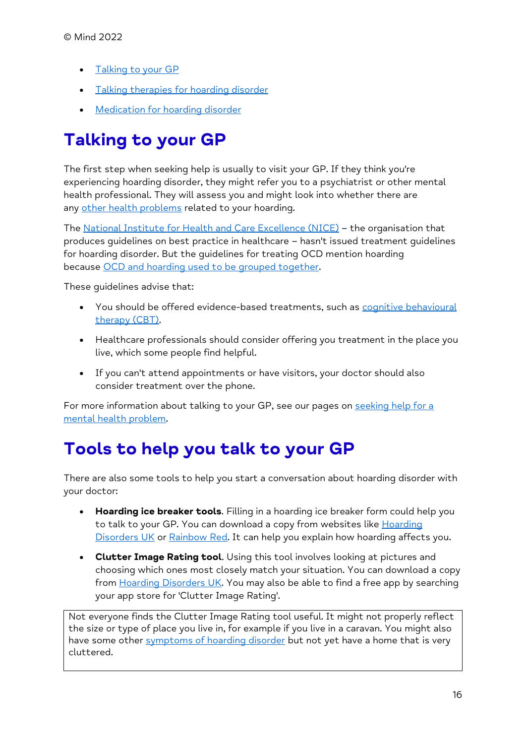- Talking to your GP
- Talking therapies for hoarding disorder
- Medication for hoarding disorder

# Talking to your GP

The first step when seeking help is usually to visit your GP. If they think you're experiencing hoarding disorder, they might refer you to a psychiatrist or other mental health professional. They will assess you and might look into whether there are any other health problems related to your hoarding.

The National Institute for Health and Care Excellence (NICE) – the organisation that produces guidelines on best practice in healthcare – hasn't issued treatment guidelines for hoarding disorder. But the guidelines for treating OCD mention hoarding because OCD and hoarding used to be grouped together.

These guidelines advise that:

- You should be offered evidence-based treatments, such as cognitive behavioural therapy (CBT).
- Healthcare professionals should consider offering you treatment in the place you live, which some people find helpful.
- If you can't attend appointments or have visitors, your doctor should also consider treatment over the phone.

For more information about talking to your GP, see our pages on seeking help for a mental health problem.

# Tools to help you talk to your GP

There are also some tools to help you start a conversation about hoarding disorder with your doctor:

- **Hoarding ice breaker tools**. Filling in a hoarding ice breaker form could help you to talk to your GP. You can download a copy from websites like Hoarding Disorders UK or Rainbow Red. It can help you explain how hoarding affects you.
- **Clutter Image Rating tool**. Using this tool involves looking at pictures and choosing which ones most closely match your situation. You can download a copy from Hoarding Disorders UK. You may also be able to find a free app by searching your app store for 'Clutter Image Rating'.

Not everyone finds the Clutter Image Rating tool useful. It might not properly reflect the size or type of place you live in, for example if you live in a caravan. You might also have some other symptoms of hoarding disorder but not yet have a home that is very cluttered.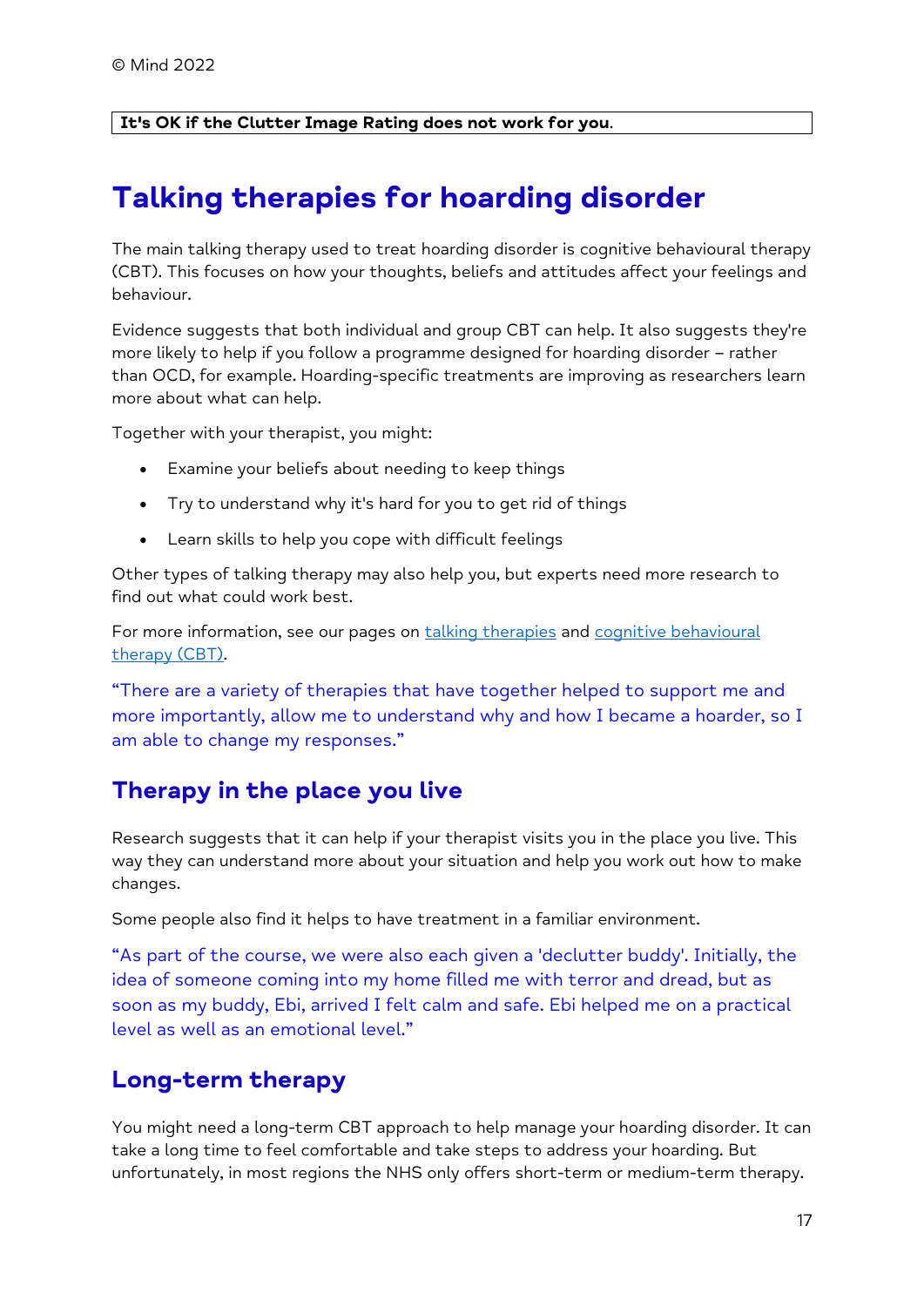**It's OK if the Clutter Image Rating does not work for you.**

# Talking therapies for hoarding disorder

The main talking therapy used to treat hoarding disorder is cognitive behavioural therapy (CBT). This focuses on how your thoughts, beliefs and attitudes affect your feelings and behaviour.

Evidence suggests that both individual and group CBT can help. It also suggests they're more likely to help if you follow a programme designed for hoarding disorder – rather than OCD, for example. Hoarding-specific treatments are improving as researchers learn more about what can help.

Together with your therapist, you might:

- Examine your beliefs about needing to keep things
- Try to understand why it's hard for you to get rid of things
- Learn skills to help you cope with difficult feelings

Other types of talking therapy may also help you, but experts need more research to find out what could work best.

For more information, see our pages on [talking therapies]() and [cognitive behavioural therapy (CBT)]().

"There are a variety of therapies that have together helped to support me and more importantly, allow me to understand why and how I became a hoarder, so I am able to change my responses."

## Therapy in the place you live

Research suggests that it can help if your therapist visits you in the place you live. This way they can understand more about your situation and help you work out how to make changes.

Some people also find it helps to have treatment in a familiar environment.

"As part of the course, we were also each given a 'declutter buddy'. Initially, the idea of someone coming into my home filled me with terror and dread, but as soon as my buddy, Ebi, arrived I felt calm and safe. Ebi helped me on a practical level as well as an emotional level."

## Long-term therapy

You might need a long-term CBT approach to help manage your hoarding disorder. It can take a long time to feel comfortable and take steps to address your hoarding. But unfortunately, in most regions the NHS only offers short-term or medium-term therapy.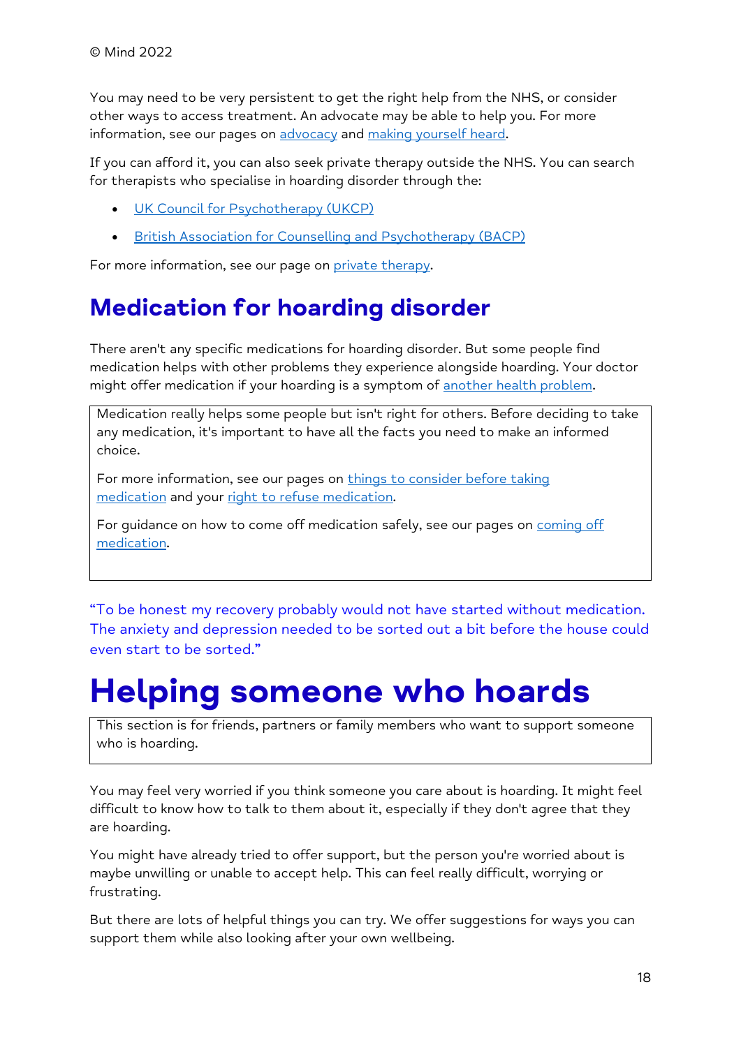© Mind 2022

You may need to be very persistent to get the right help from the NHS, or consider other ways to access treatment. An advocate may be able to help you. For more information, see our pages on [advocacy] and [making yourself heard].

If you can afford it, you can also seek private therapy outside the NHS. You can search for therapists who specialise in hoarding disorder through the:

- [UK Council for Psychotherapy (UKCP)]
- [British Association for Counselling and Psychotherapy (BACP)]

For more information, see our page on [private therapy].

## Medication for hoarding disorder

There aren't any specific medications for hoarding disorder. But some people find medication helps with other problems they experience alongside hoarding. Your doctor might offer medication if your hoarding is a symptom of [another health problem].

> Medication really helps some people but isn't right for others. Before deciding to take any medication, it's important to have all the facts you need to make an informed choice.
>
> For more information, see our pages on [things to consider before taking medication] and your [right to refuse medication].
>
> For guidance on how to come off medication safely, see our pages on [coming off medication].

"To be honest my recovery probably would not have started without medication. The anxiety and depression needed to be sorted out a bit before the house could even start to be sorted."

# Helping someone who hoards

> This section is for friends, partners or family members who want to support someone who is hoarding.

You may feel very worried if you think someone you care about is hoarding. It might feel difficult to know how to talk to them about it, especially if they don't agree that they are hoarding.

You might have already tried to offer support, but the person you're worried about is maybe unwilling or unable to accept help. This can feel really difficult, worrying or frustrating.

But there are lots of helpful things you can try. We offer suggestions for ways you can support them while also looking after your own wellbeing.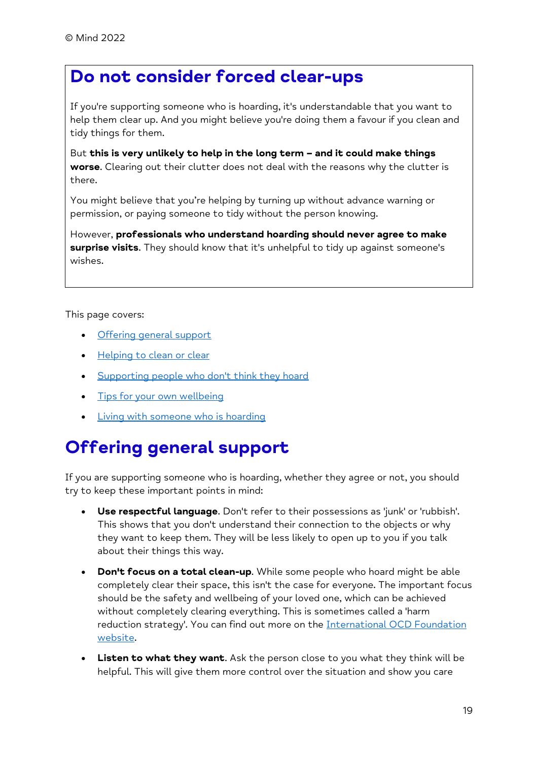© Mind 2022

## Do not consider forced clear-ups

If you're supporting someone who is hoarding, it's understandable that you want to help them clear up. And you might believe you're doing them a favour if you clean and tidy things for them.

But **this is very unlikely to help in the long term – and it could make things worse**. Clearing out their clutter does not deal with the reasons why the clutter is there.

You might believe that you're helping by turning up without advance warning or permission, or paying someone to tidy without the person knowing.

However, **professionals who understand hoarding should never agree to make surprise visits**. They should know that it's unhelpful to tidy up against someone's wishes.

This page covers:

- Offering general support
- Helping to clean or clear
- Supporting people who don't think they hoard
- Tips for your own wellbeing
- Living with someone who is hoarding

# Offering general support

If you are supporting someone who is hoarding, whether they agree or not, you should try to keep these important points in mind:

- **Use respectful language**. Don't refer to their possessions as 'junk' or 'rubbish'. This shows that you don't understand their connection to the objects or why they want to keep them. They will be less likely to open up to you if you talk about their things this way.
- **Don't focus on a total clean-up**. While some people who hoard might be able completely clear their space, this isn't the case for everyone. The important focus should be the safety and wellbeing of your loved one, which can be achieved without completely clearing everything. This is sometimes called a 'harm reduction strategy'. You can find out more on the International OCD Foundation website.
- **Listen to what they want**. Ask the person close to you what they think will be helpful. This will give them more control over the situation and show you care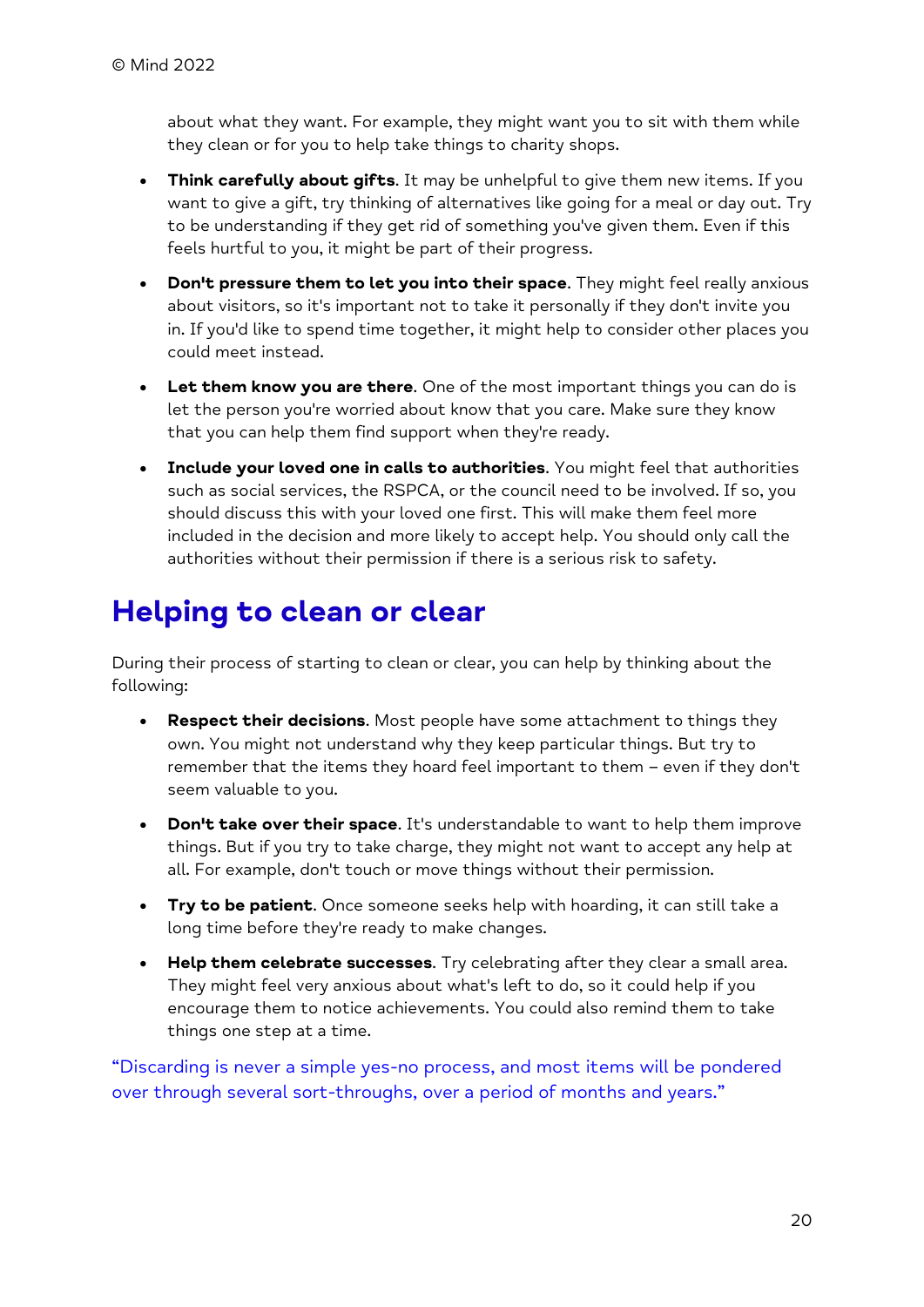about what they want. For example, they might want you to sit with them while they clean or for you to help take things to charity shops.

- **Think carefully about gifts**. It may be unhelpful to give them new items. If you want to give a gift, try thinking of alternatives like going for a meal or day out. Try to be understanding if they get rid of something you've given them. Even if this feels hurtful to you, it might be part of their progress.
- **Don't pressure them to let you into their space**. They might feel really anxious about visitors, so it's important not to take it personally if they don't invite you in. If you'd like to spend time together, it might help to consider other places you could meet instead.
- **Let them know you are there**. One of the most important things you can do is let the person you're worried about know that you care. Make sure they know that you can help them find support when they're ready.
- **Include your loved one in calls to authorities**. You might feel that authorities such as social services, the RSPCA, or the council need to be involved. If so, you should discuss this with your loved one first. This will make them feel more included in the decision and more likely to accept help. You should only call the authorities without their permission if there is a serious risk to safety.

## Helping to clean or clear

During their process of starting to clean or clear, you can help by thinking about the following:

- **Respect their decisions**. Most people have some attachment to things they own. You might not understand why they keep particular things. But try to remember that the items they hoard feel important to them – even if they don't seem valuable to you.
- **Don't take over their space**. It's understandable to want to help them improve things. But if you try to take charge, they might not want to accept any help at all. For example, don't touch or move things without their permission.
- **Try to be patient**. Once someone seeks help with hoarding, it can still take a long time before they're ready to make changes.
- **Help them celebrate successes**. Try celebrating after they clear a small area. They might feel very anxious about what's left to do, so it could help if you encourage them to notice achievements. You could also remind them to take things one step at a time.

"Discarding is never a simple yes-no process, and most items will be pondered over through several sort-throughs, over a period of months and years."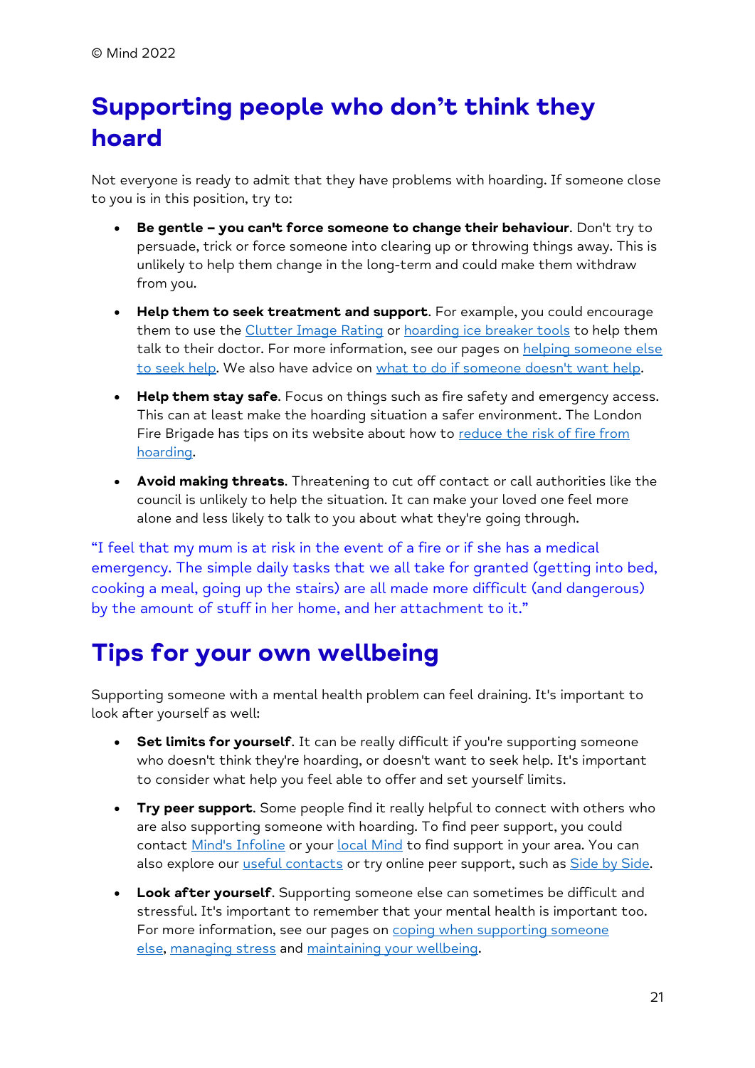## Supporting people who don't think they hoard

Not everyone is ready to admit that they have problems with hoarding. If someone close to you is in this position, try to:

- **Be gentle – you can't force someone to change their behaviour**. Don't try to persuade, trick or force someone into clearing up or throwing things away. This is unlikely to help them change in the long-term and could make them withdraw from you.
- **Help them to seek treatment and support**. For example, you could encourage them to use the Clutter Image Rating or hoarding ice breaker tools to help them talk to their doctor. For more information, see our pages on helping someone else to seek help. We also have advice on what to do if someone doesn't want help.
- **Help them stay safe**. Focus on things such as fire safety and emergency access. This can at least make the hoarding situation a safer environment. The London Fire Brigade has tips on its website about how to reduce the risk of fire from hoarding.
- **Avoid making threats**. Threatening to cut off contact or call authorities like the council is unlikely to help the situation. It can make your loved one feel more alone and less likely to talk to you about what they're going through.

"I feel that my mum is at risk in the event of a fire or if she has a medical emergency. The simple daily tasks that we all take for granted (getting into bed, cooking a meal, going up the stairs) are all made more difficult (and dangerous) by the amount of stuff in her home, and her attachment to it."

## Tips for your own wellbeing

Supporting someone with a mental health problem can feel draining. It's important to look after yourself as well:

- **Set limits for yourself**. It can be really difficult if you're supporting someone who doesn't think they're hoarding, or doesn't want to seek help. It's important to consider what help you feel able to offer and set yourself limits.
- **Try peer support**. Some people find it really helpful to connect with others who are also supporting someone with hoarding. To find peer support, you could contact Mind's Infoline or your local Mind to find support in your area. You can also explore our useful contacts or try online peer support, such as Side by Side.
- **Look after yourself**. Supporting someone else can sometimes be difficult and stressful. It's important to remember that your mental health is important too. For more information, see our pages on coping when supporting someone else, managing stress and maintaining your wellbeing.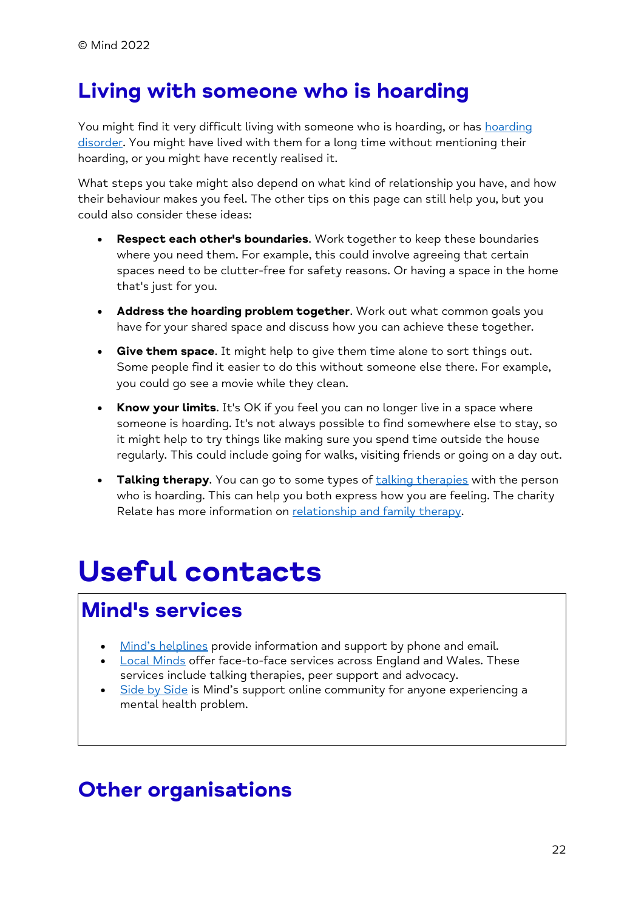© Mind 2022

## Living with someone who is hoarding

You might find it very difficult living with someone who is hoarding, or has hoarding disorder. You might have lived with them for a long time without mentioning their hoarding, or you might have recently realised it.

What steps you take might also depend on what kind of relationship you have, and how their behaviour makes you feel. The other tips on this page can still help you, but you could also consider these ideas:

- **Respect each other's boundaries**. Work together to keep these boundaries where you need them. For example, this could involve agreeing that certain spaces need to be clutter-free for safety reasons. Or having a space in the home that's just for you.
- **Address the hoarding problem together**. Work out what common goals you have for your shared space and discuss how you can achieve these together.
- **Give them space**. It might help to give them time alone to sort things out. Some people find it easier to do this without someone else there. For example, you could go see a movie while they clean.
- **Know your limits**. It's OK if you feel you can no longer live in a space where someone is hoarding. It's not always possible to find somewhere else to stay, so it might help to try things like making sure you spend time outside the house regularly. This could include going for walks, visiting friends or going on a day out.
- **Talking therapy**. You can go to some types of talking therapies with the person who is hoarding. This can help you both express how you are feeling. The charity Relate has more information on relationship and family therapy.

# Useful contacts

## Mind's services

- Mind's helplines provide information and support by phone and email.
- Local Minds offer face-to-face services across England and Wales. These services include talking therapies, peer support and advocacy.
- Side by Side is Mind's support online community for anyone experiencing a mental health problem.

## Other organisations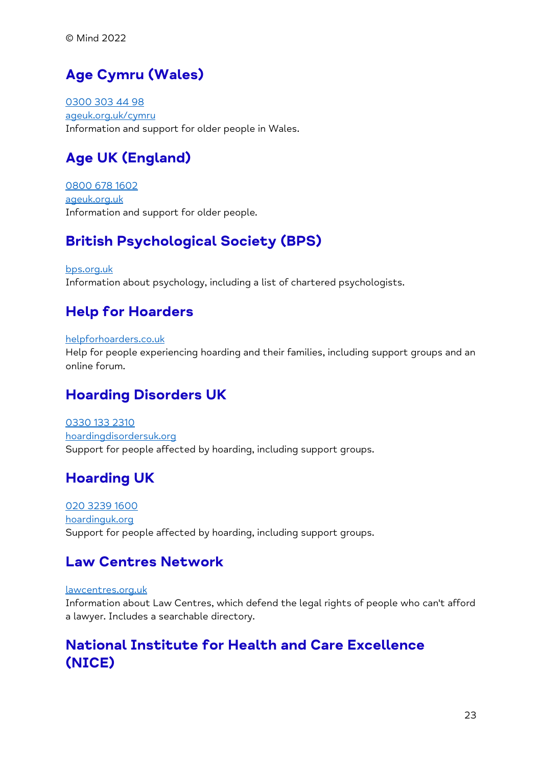© Mind 2022

## Age Cymru (Wales)

0300 303 44 98
ageuk.org.uk/cymru
Information and support for older people in Wales.

## Age UK (England)

0800 678 1602
ageuk.org.uk
Information and support for older people.

## British Psychological Society (BPS)

bps.org.uk
Information about psychology, including a list of chartered psychologists.

## Help for Hoarders

helpforhoarders.co.uk
Help for people experiencing hoarding and their families, including support groups and an online forum.

## Hoarding Disorders UK

0330 133 2310
hoardingdisordersuk.org
Support for people affected by hoarding, including support groups.

## Hoarding UK

020 3239 1600
hoardinguk.org
Support for people affected by hoarding, including support groups.

## Law Centres Network

lawcentres.org.uk
Information about Law Centres, which defend the legal rights of people who can't afford a lawyer. Includes a searchable directory.

## National Institute for Health and Care Excellence (NICE)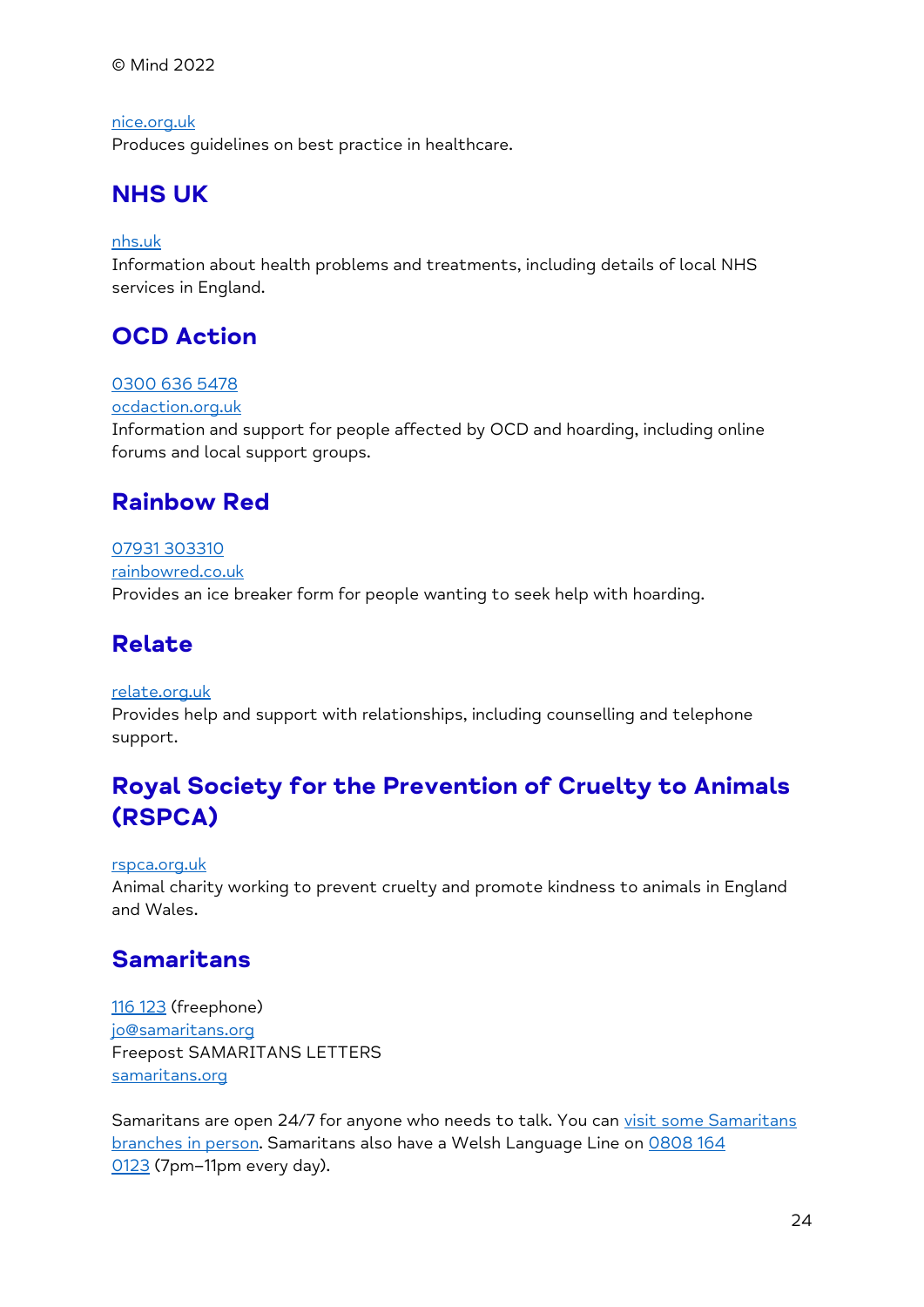nice.org.uk
Produces guidelines on best practice in healthcare.

## NHS UK

nhs.uk
Information about health problems and treatments, including details of local NHS services in England.

## OCD Action

0300 636 5478
ocdaction.org.uk
Information and support for people affected by OCD and hoarding, including online forums and local support groups.

## Rainbow Red

07931 303310
rainbowred.co.uk
Provides an ice breaker form for people wanting to seek help with hoarding.

## Relate

relate.org.uk
Provides help and support with relationships, including counselling and telephone support.

## Royal Society for the Prevention of Cruelty to Animals (RSPCA)

rspca.org.uk
Animal charity working to prevent cruelty and promote kindness to animals in England and Wales.

## Samaritans

116 123 (freephone)
jo@samaritans.org
Freepost SAMARITANS LETTERS
samaritans.org

Samaritans are open 24/7 for anyone who needs to talk. You can visit some Samaritans branches in person. Samaritans also have a Welsh Language Line on 0808 164 0123 (7pm–11pm every day).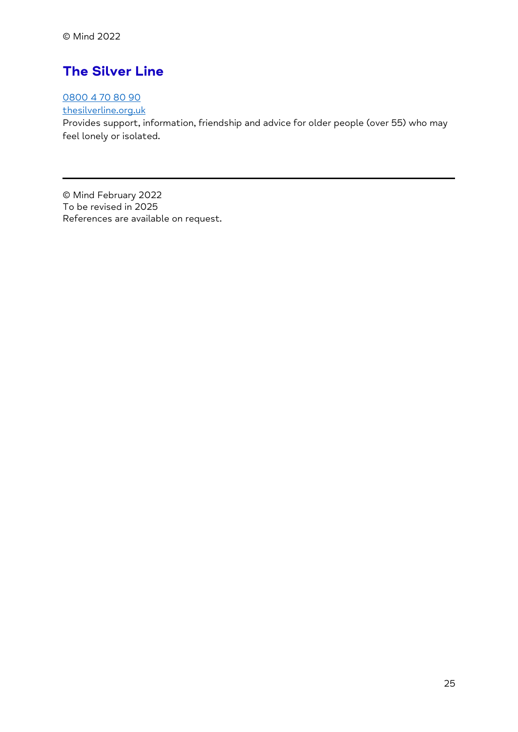## The Silver Line

[0800 4 70 80 90](tel:08004708090)
[thesilverline.org.uk](https://thesilverline.org.uk)
Provides support, information, friendship and advice for older people (over 55) who may feel lonely or isolated.

---

© Mind February 2022
To be revised in 2025
References are available on request.